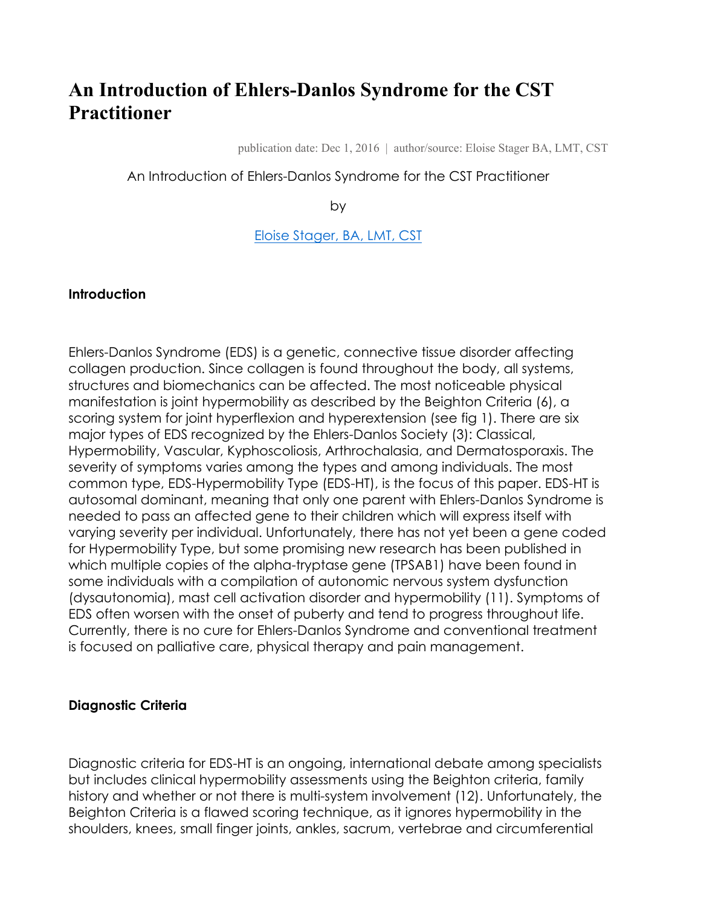# An Introduction of Ehlers-Danlos Syndrome for the CST Practitioner

publication date: Dec 1, 2016 | author/source: Eloise Stager BA, LMT, CST

An Introduction of Ehlers-Danlos Syndrome for the CST Practitioner

by

Eloise Stager, BA, LMT, CST

**Introduction**

Ehlers-Danlos Syndrome (EDS) is a genetic, connective tissue disorder affecting collagen production. Since collagen is found throughout the body, all systems, structures and biomechanics can be affected. The most noticeable physical manifestation is joint hypermobility as described by the Beighton Criteria (6), a scoring system for joint hyperflexion and hyperextension (see fig 1). There are six major types of EDS recognized by the Ehlers-Danlos Society (3): Classical, Hypermobility, Vascular, Kyphoscoliosis, Arthrochalasia, and Dermatosporaxis. The severity of symptoms varies among the types and among individuals. The most common type, EDS-Hypermobility Type (EDS-HT), is the focus of this paper. EDS-HT is autosomal dominant, meaning that only one parent with Ehlers-Danlos Syndrome is needed to pass an affected gene to their children which will express itself with varying severity per individual. Unfortunately, there has not yet been a gene coded for Hypermobility Type, but some promising new research has been published in which multiple copies of the alpha-tryptase gene (TPSAB1) have been found in some individuals with a compilation of autonomic nervous system dysfunction (dysautonomia), mast cell activation disorder and hypermobility (11). Symptoms of EDS often worsen with the onset of puberty and tend to progress throughout life. Currently, there is no cure for Ehlers-Danlos Syndrome and conventional treatment is focused on palliative care, physical therapy and pain management.

**Diagnostic Criteria**

Diagnostic criteria for EDS-HT is an ongoing, international debate among specialists but includes clinical hypermobility assessments using the Beighton criteria, family history and whether or not there is multi-system involvement (12). Unfortunately, the Beighton Criteria is a flawed scoring technique, as it ignores hypermobility in the shoulders, knees, small finger joints, ankles, sacrum, vertebrae and circumferential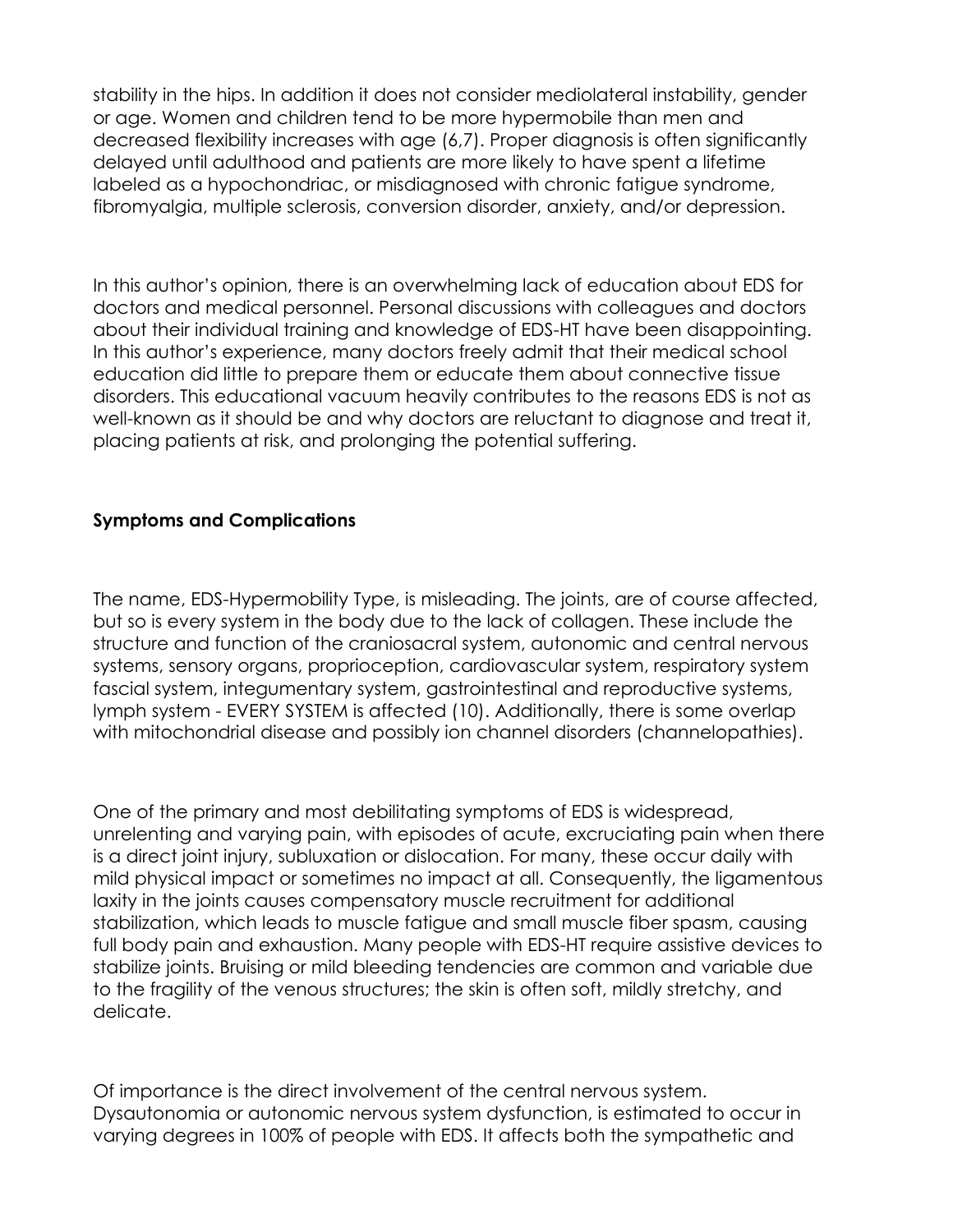stability in the hips. In addition it does not consider mediolateral instability, gender or age. Women and children tend to be more hypermobile than men and decreased flexibility increases with age (6,7). Proper diagnosis is often significantly delayed until adulthood and patients are more likely to have spent a lifetime labeled as a hypochondriac, or misdiagnosed with chronic fatigue syndrome, fibromyalgia, multiple sclerosis, conversion disorder, anxiety, and/or depression.

In this author's opinion, there is an overwhelming lack of education about EDS for doctors and medical personnel. Personal discussions with colleagues and doctors about their individual training and knowledge of EDS-HT have been disappointing. In this author's experience, many doctors freely admit that their medical school education did little to prepare them or educate them about connective tissue disorders. This educational vacuum heavily contributes to the reasons EDS is not as well-known as it should be and why doctors are reluctant to diagnose and treat it, placing patients at risk, and prolonging the potential suffering.

**Symptoms and Complications**

The name, EDS-Hypermobility Type, is misleading. The joints, are of course affected, but so is every system in the body due to the lack of collagen. These include the structure and function of the craniosacral system, autonomic and central nervous systems, sensory organs, proprioception, cardiovascular system, respiratory system fascial system, integumentary system, gastrointestinal and reproductive systems, lymph system - EVERY SYSTEM is affected (10). Additionally, there is some overlap with mitochondrial disease and possibly ion channel disorders (channelopathies).

One of the primary and most debilitating symptoms of EDS is widespread, unrelenting and varying pain, with episodes of acute, excruciating pain when there is a direct joint injury, subluxation or dislocation. For many, these occur daily with mild physical impact or sometimes no impact at all. Consequently, the ligamentous laxity in the joints causes compensatory muscle recruitment for additional stabilization, which leads to muscle fatigue and small muscle fiber spasm, causing full body pain and exhaustion. Many people with EDS-HT require assistive devices to stabilize joints. Bruising or mild bleeding tendencies are common and variable due to the fragility of the venous structures; the skin is often soft, mildly stretchy, and delicate.

Of importance is the direct involvement of the central nervous system. Dysautonomia or autonomic nervous system dysfunction, is estimated to occur in varying degrees in 100% of people with EDS. It affects both the sympathetic and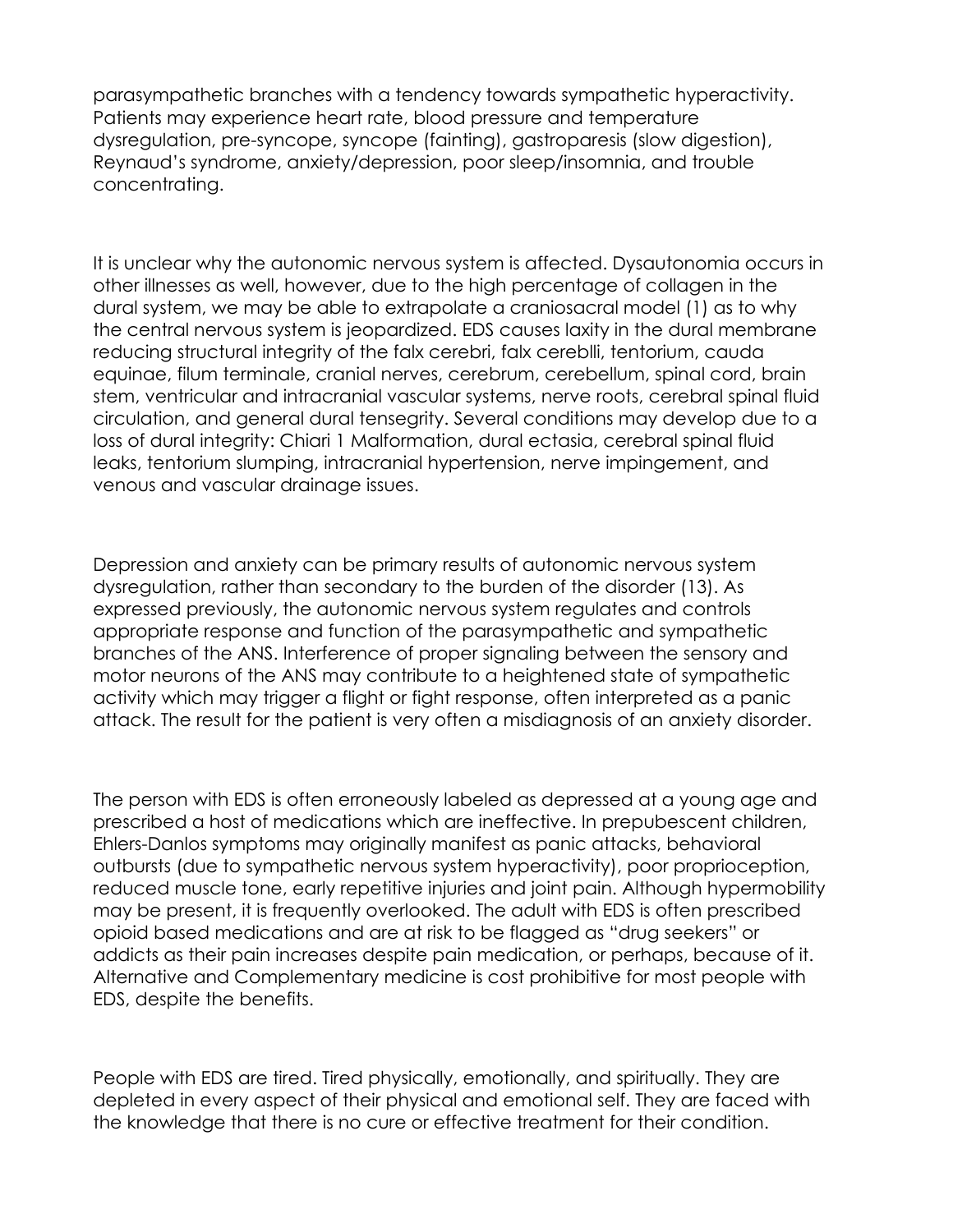parasympathetic branches with a tendency towards sympathetic hyperactivity. Patients may experience heart rate, blood pressure and temperature dysregulation, pre-syncope, syncope (fainting), gastroparesis (slow digestion), Reynaud's syndrome, anxiety/depression, poor sleep/insomnia, and trouble concentrating.

It is unclear why the autonomic nervous system is affected. Dysautonomia occurs in other illnesses as well, however, due to the high percentage of collagen in the dural system, we may be able to extrapolate a craniosacral model (1) as to why the central nervous system is jeopardized. EDS causes laxity in the dural membrane reducing structural integrity of the falx cerebri, falx cereblli, tentorium, cauda equinae, filum terminale, cranial nerves, cerebrum, cerebellum, spinal cord, brain stem, ventricular and intracranial vascular systems, nerve roots, cerebral spinal fluid circulation, and general dural tensegrity. Several conditions may develop due to a loss of dural integrity: Chiari 1 Malformation, dural ectasia, cerebral spinal fluid leaks, tentorium slumping, intracranial hypertension, nerve impingement, and venous and vascular drainage issues.

Depression and anxiety can be primary results of autonomic nervous system dysregulation, rather than secondary to the burden of the disorder (13). As expressed previously, the autonomic nervous system regulates and controls appropriate response and function of the parasympathetic and sympathetic branches of the ANS. Interference of proper signaling between the sensory and motor neurons of the ANS may contribute to a heightened state of sympathetic activity which may trigger a flight or fight response, often interpreted as a panic attack. The result for the patient is very often a misdiagnosis of an anxiety disorder.

The person with EDS is often erroneously labeled as depressed at a young age and prescribed a host of medications which are ineffective. In prepubescent children, Ehlers-Danlos symptoms may originally manifest as panic attacks, behavioral outbursts (due to sympathetic nervous system hyperactivity), poor proprioception, reduced muscle tone, early repetitive injuries and joint pain. Although hypermobility may be present, it is frequently overlooked. The adult with EDS is often prescribed opioid based medications and are at risk to be flagged as "drug seekers" or addicts as their pain increases despite pain medication, or perhaps, because of it. Alternative and Complementary medicine is cost prohibitive for most people with EDS, despite the benefits.

People with EDS are tired. Tired physically, emotionally, and spiritually. They are depleted in every aspect of their physical and emotional self. They are faced with the knowledge that there is no cure or effective treatment for their condition.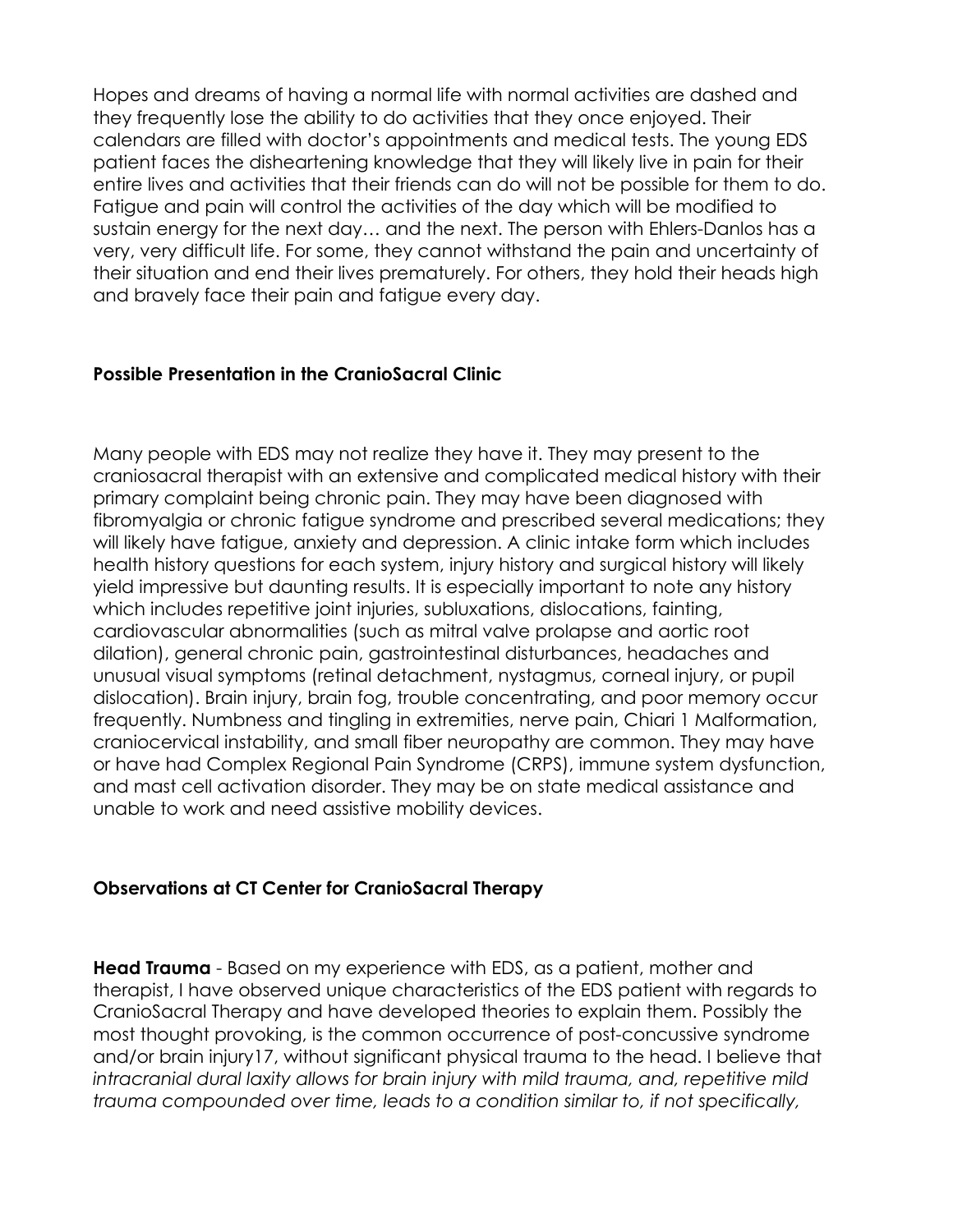Hopes and dreams of having a normal life with normal activities are dashed and they frequently lose the ability to do activities that they once enjoyed. Their calendars are filled with doctor's appointments and medical tests. The young EDS patient faces the disheartening knowledge that they will likely live in pain for their entire lives and activities that their friends can do will not be possible for them to do. Fatigue and pain will control the activities of the day which will be modified to sustain energy for the next day… and the next. The person with Ehlers-Danlos has a very, very difficult life. For some, they cannot withstand the pain and uncertainty of their situation and end their lives prematurely. For others, they hold their heads high and bravely face their pain and fatigue every day.

## Possible Presentation in the CranioSacral Clinic

Many people with EDS may not realize they have it. They may present to the craniosacral therapist with an extensive and complicated medical history with their primary complaint being chronic pain. They may have been diagnosed with fibromyalgia or chronic fatigue syndrome and prescribed several medications; they will likely have fatigue, anxiety and depression. A clinic intake form which includes health history questions for each system, injury history and surgical history will likely yield impressive but daunting results. It is especially important to note any history which includes repetitive joint injuries, subluxations, dislocations, fainting, cardiovascular abnormalities (such as mitral valve prolapse and aortic root dilation), general chronic pain, gastrointestinal disturbances, headaches and unusual visual symptoms (retinal detachment, nystagmus, corneal injury, or pupil dislocation). Brain injury, brain fog, trouble concentrating, and poor memory occur frequently. Numbness and tingling in extremities, nerve pain, Chiari 1 Malformation, craniocervical instability, and small fiber neuropathy are common. They may have or have had Complex Regional Pain Syndrome (CRPS), immune system dysfunction, and mast cell activation disorder. They may be on state medical assistance and unable to work and need assistive mobility devices.

## Observations at CT Center for CranioSacral Therapy

**Head Trauma** - Based on my experience with EDS, as a patient, mother and therapist, I have observed unique characteristics of the EDS patient with regards to CranioSacral Therapy and have developed theories to explain them. Possibly the most thought provoking, is the common occurrence of post-concussive syndrome and/or brain injury[17], without significant physical trauma to the head. I believe that *intracranial dural laxity allows for brain injury with mild trauma, and, repetitive mild trauma compounded over time, leads to a condition similar to, if not specifically,*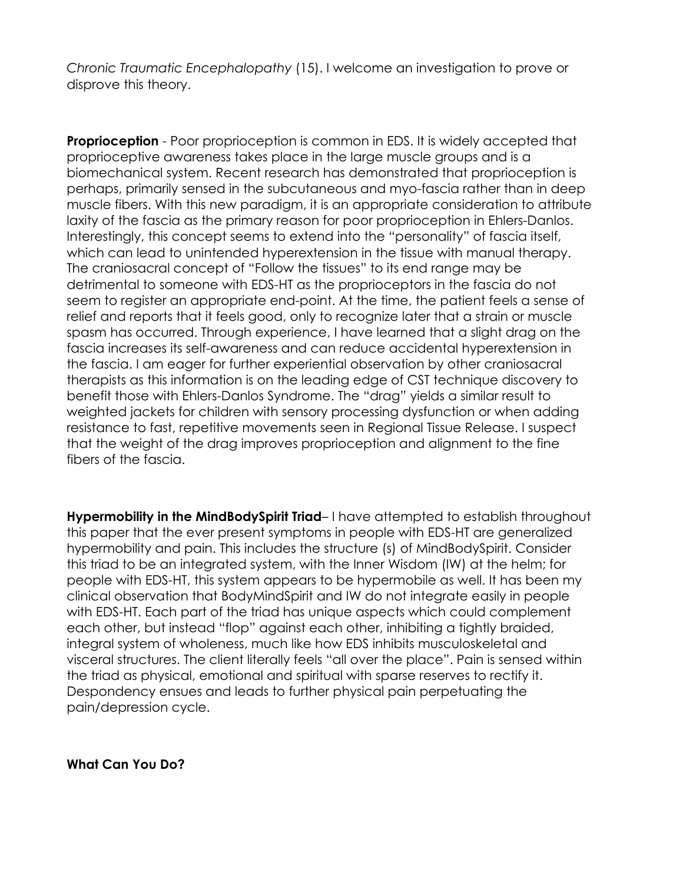*Chronic Traumatic Encephalopathy* (15). I welcome an investigation to prove or disprove this theory.

**Proprioception** - Poor proprioception is common in EDS. It is widely accepted that proprioceptive awareness takes place in the large muscle groups and is a biomechanical system. Recent research has demonstrated that proprioception is perhaps, primarily sensed in the subcutaneous and myo-fascia rather than in deep muscle fibers. With this new paradigm, it is an appropriate consideration to attribute laxity of the fascia as the primary reason for poor proprioception in Ehlers-Danlos. Interestingly, this concept seems to extend into the "personality" of fascia itself, which can lead to unintended hyperextension in the tissue with manual therapy. The craniosacral concept of "Follow the tissues" to its end range may be detrimental to someone with EDS-HT as the proprioceptors in the fascia do not seem to register an appropriate end-point. At the time, the patient feels a sense of relief and reports that it feels good, only to recognize later that a strain or muscle spasm has occurred. Through experience, I have learned that a slight drag on the fascia increases its self-awareness and can reduce accidental hyperextension in the fascia. I am eager for further experiential observation by other craniosacral therapists as this information is on the leading edge of CST technique discovery to benefit those with Ehlers-Danlos Syndrome. The "drag" yields a similar result to weighted jackets for children with sensory processing dysfunction or when adding resistance to fast, repetitive movements seen in Regional Tissue Release. I suspect that the weight of the drag improves proprioception and alignment to the fine fibers of the fascia.

**Hypermobility in the MindBodySpirit Triad**– I have attempted to establish throughout this paper that the ever present symptoms in people with EDS-HT are generalized hypermobility and pain. This includes the structure (s) of MindBodySpirit. Consider this triad to be an integrated system, with the Inner Wisdom (IW) at the helm; for people with EDS-HT, this system appears to be hypermobile as well. It has been my clinical observation that BodyMindSpirit and IW do not integrate easily in people with EDS-HT. Each part of the triad has unique aspects which could complement each other, but instead "flop" against each other, inhibiting a tightly braided, integral system of wholeness, much like how EDS inhibits musculoskeletal and visceral structures. The client literally feels "all over the place". Pain is sensed within the triad as physical, emotional and spiritual with sparse reserves to rectify it. Despondency ensues and leads to further physical pain perpetuating the pain/depression cycle.

**What Can You Do?**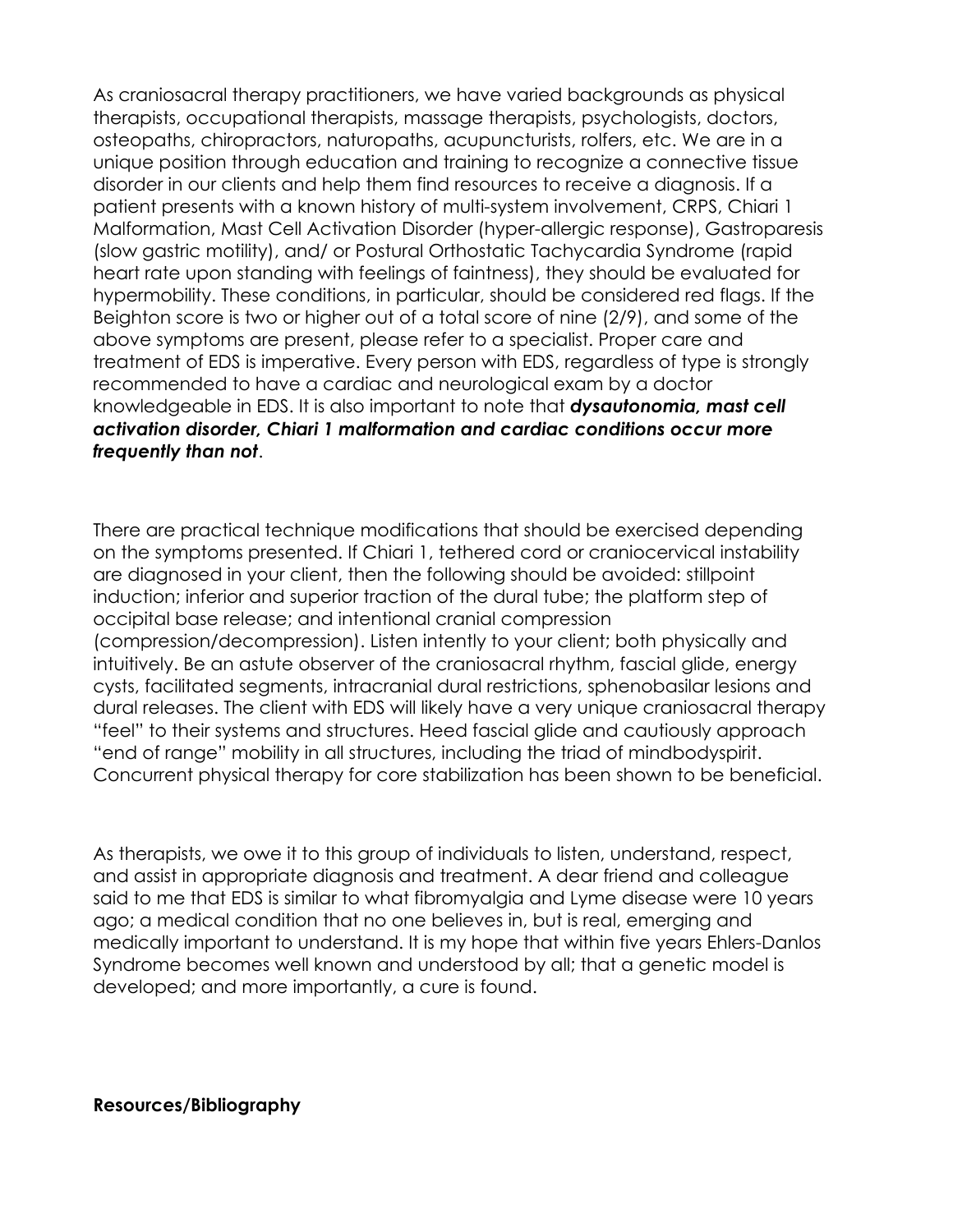As craniosacral therapy practitioners, we have varied backgrounds as physical therapists, occupational therapists, massage therapists, psychologists, doctors, osteopaths, chiropractors, naturopaths, acupuncturists, rolfers, etc. We are in a unique position through education and training to recognize a connective tissue disorder in our clients and help them find resources to receive a diagnosis. If a patient presents with a known history of multi-system involvement, CRPS, Chiari 1 Malformation, Mast Cell Activation Disorder (hyper-allergic response), Gastroparesis (slow gastric motility), and/ or Postural Orthostatic Tachycardia Syndrome (rapid heart rate upon standing with feelings of faintness), they should be evaluated for hypermobility. These conditions, in particular, should be considered red flags. If the Beighton score is two or higher out of a total score of nine (2/9), and some of the above symptoms are present, please refer to a specialist. Proper care and treatment of EDS is imperative. Every person with EDS, regardless of type is strongly recommended to have a cardiac and neurological exam by a doctor knowledgeable in EDS. It is also important to note that ***dysautonomia, mast cell activation disorder, Chiari 1 malformation and cardiac conditions occur more frequently than not***.

There are practical technique modifications that should be exercised depending on the symptoms presented. If Chiari 1, tethered cord or craniocervical instability are diagnosed in your client, then the following should be avoided: stillpoint induction; inferior and superior traction of the dural tube; the platform step of occipital base release; and intentional cranial compression (compression/decompression). Listen intently to your client; both physically and intuitively. Be an astute observer of the craniosacral rhythm, fascial glide, energy cysts, facilitated segments, intracranial dural restrictions, sphenobasilar lesions and dural releases. The client with EDS will likely have a very unique craniosacral therapy "feel" to their systems and structures. Heed fascial glide and cautiously approach "end of range" mobility in all structures, including the triad of mindbodyspirit. Concurrent physical therapy for core stabilization has been shown to be beneficial.

As therapists, we owe it to this group of individuals to listen, understand, respect, and assist in appropriate diagnosis and treatment. A dear friend and colleague said to me that EDS is similar to what fibromyalgia and Lyme disease were 10 years ago; a medical condition that no one believes in, but is real, emerging and medically important to understand. It is my hope that within five years Ehlers-Danlos Syndrome becomes well known and understood by all; that a genetic model is developed; and more importantly, a cure is found.

**Resources/Bibliography**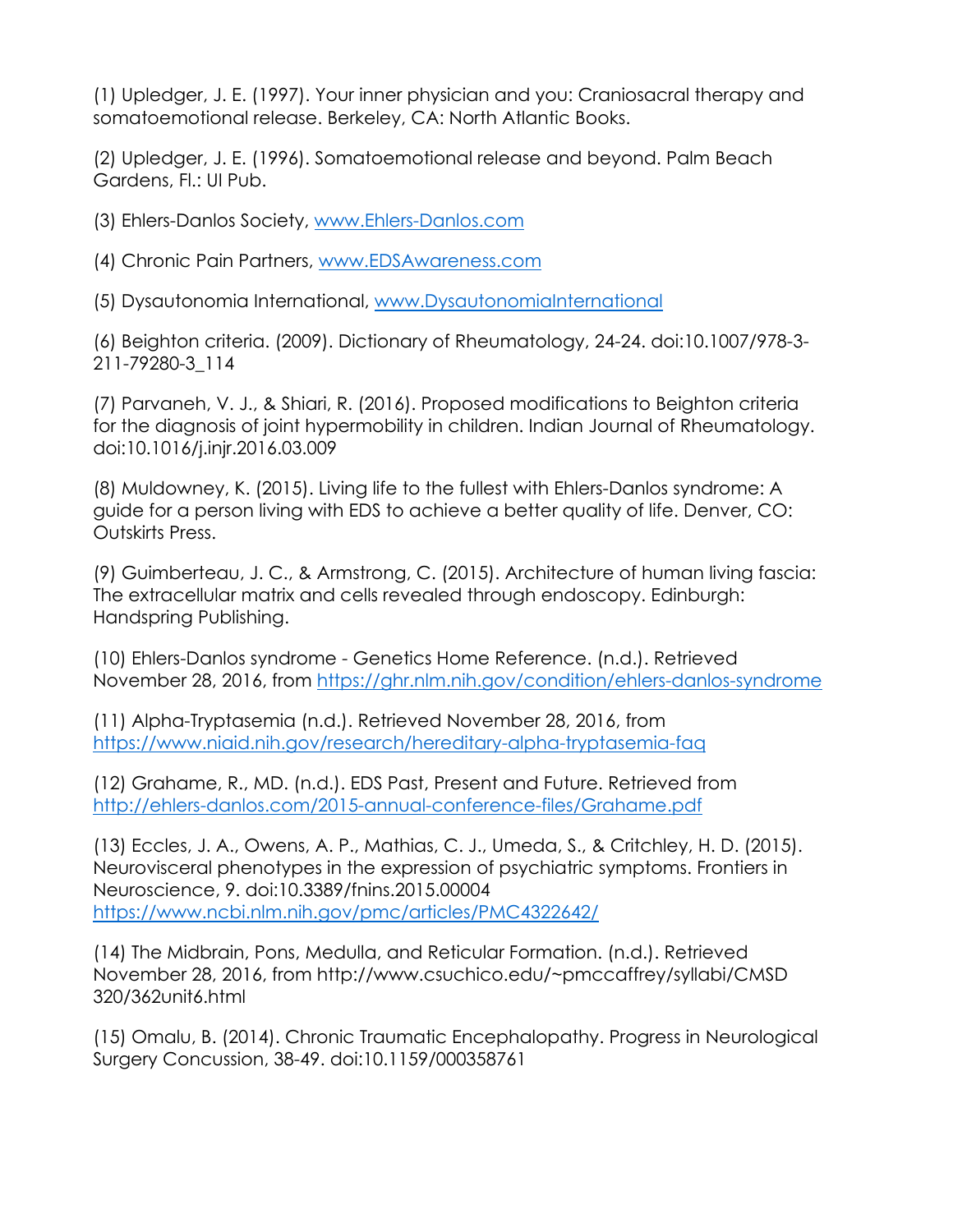(1) Upledger, J. E. (1997). Your inner physician and you: Craniosacral therapy and somatoemotional release. Berkeley, CA: North Atlantic Books.

(2) Upledger, J. E. (1996). Somatoemotional release and beyond. Palm Beach Gardens, Fl.: UI Pub.

(3) Ehlers-Danlos Society, www.Ehlers-Danlos.com

(4) Chronic Pain Partners, www.EDSAwareness.com

(5) Dysautonomia International, www.DysautonomiaInternational

(6) Beighton criteria. (2009). Dictionary of Rheumatology, 24-24. doi:10.1007/978-3-211-79280-3_114

(7) Parvaneh, V. J., & Shiari, R. (2016). Proposed modifications to Beighton criteria for the diagnosis of joint hypermobility in children. Indian Journal of Rheumatology. doi:10.1016/j.injr.2016.03.009

(8) Muldowney, K. (2015). Living life to the fullest with Ehlers-Danlos syndrome: A guide for a person living with EDS to achieve a better quality of life. Denver, CO: Outskirts Press.

(9) Guimberteau, J. C., & Armstrong, C. (2015). Architecture of human living fascia: The extracellular matrix and cells revealed through endoscopy. Edinburgh: Handspring Publishing.

(10) Ehlers-Danlos syndrome - Genetics Home Reference. (n.d.). Retrieved November 28, 2016, from https://ghr.nlm.nih.gov/condition/ehlers-danlos-syndrome

(11) Alpha-Tryptasemia (n.d.). Retrieved November 28, 2016, from https://www.niaid.nih.gov/research/hereditary-alpha-tryptasemia-faq

(12) Grahame, R., MD. (n.d.). EDS Past, Present and Future. Retrieved from http://ehlers-danlos.com/2015-annual-conference-files/Grahame.pdf

(13) Eccles, J. A., Owens, A. P., Mathias, C. J., Umeda, S., & Critchley, H. D. (2015). Neurovisceral phenotypes in the expression of psychiatric symptoms. Frontiers in Neuroscience, 9. doi:10.3389/fnins.2015.00004 https://www.ncbi.nlm.nih.gov/pmc/articles/PMC4322642/

(14) The Midbrain, Pons, Medulla, and Reticular Formation. (n.d.). Retrieved November 28, 2016, from http://www.csuchico.edu/~pmccaffrey/syllabi/CMSD 320/362unit6.html

(15) Omalu, B. (2014). Chronic Traumatic Encephalopathy. Progress in Neurological Surgery Concussion, 38-49. doi:10.1159/000358761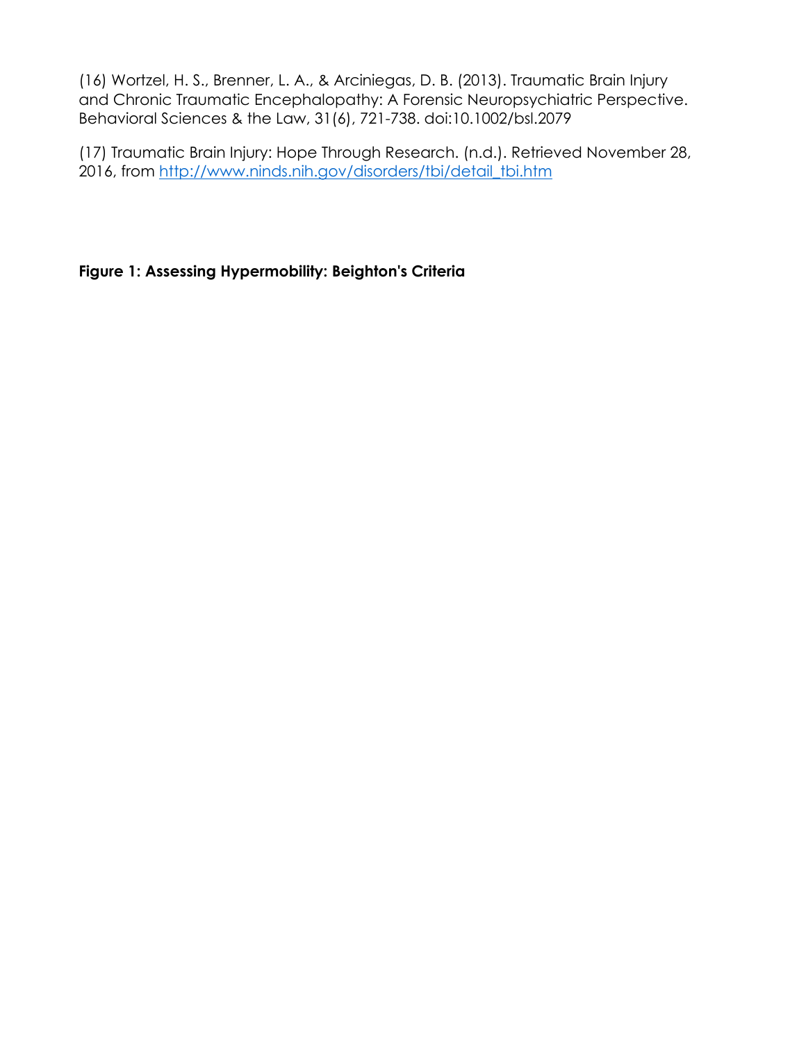(16) Wortzel, H. S., Brenner, L. A., & Arciniegas, D. B. (2013). Traumatic Brain Injury and Chronic Traumatic Encephalopathy: A Forensic Neuropsychiatric Perspective. Behavioral Sciences & the Law, 31(6), 721-738. doi:10.1002/bsl.2079

(17) Traumatic Brain Injury: Hope Through Research. (n.d.). Retrieved November 28, 2016, from [http://www.ninds.nih.gov/disorders/tbi/detail_tbi.htm](http://www.ninds.nih.gov/disorders/tbi/detail_tbi.htm)

**Figure 1: Assessing Hypermobility: Beighton's Criteria**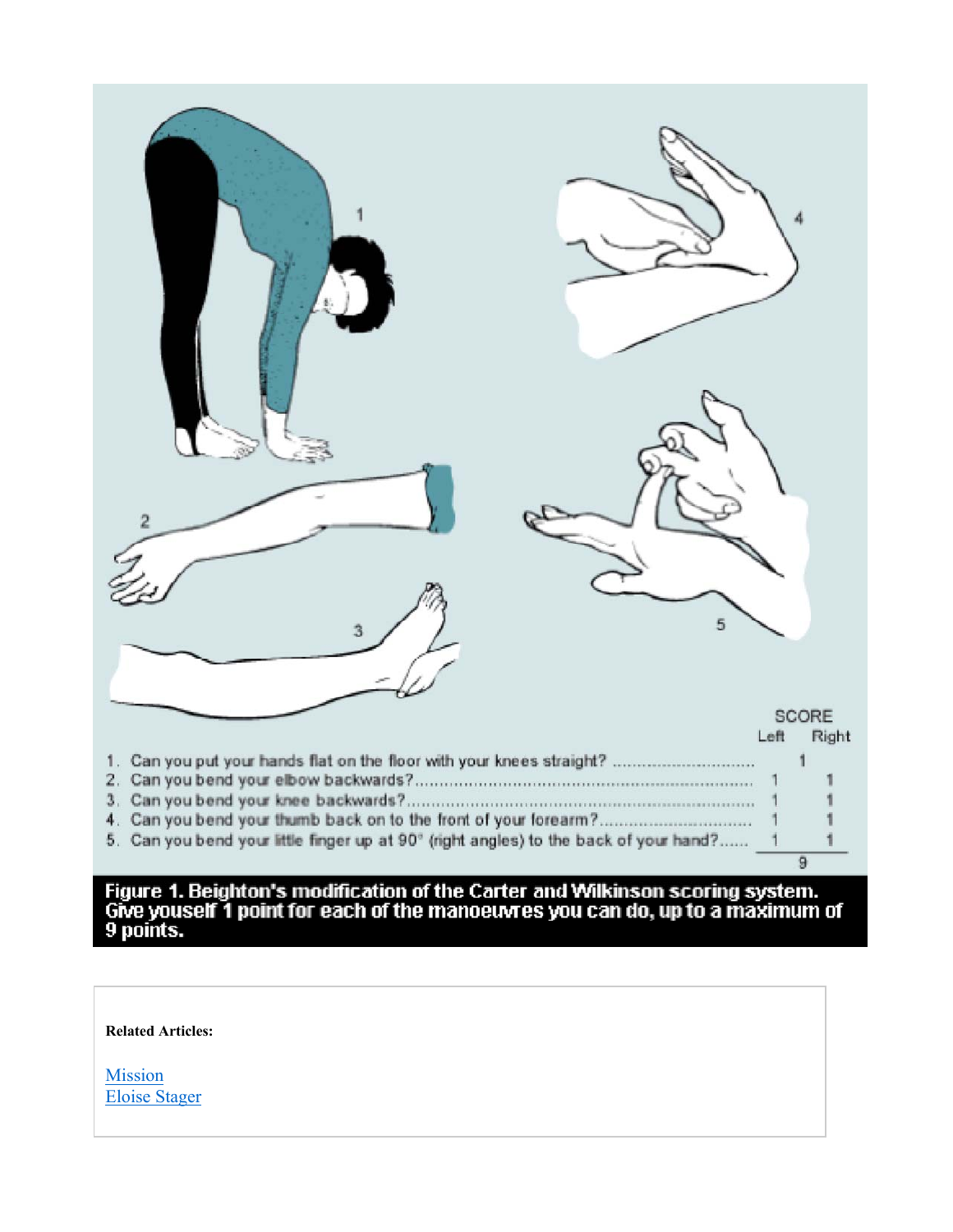1

2

3

4

5

| | SCORE Left | SCORE Right |
|---|---|---|
| 1. Can you put your hands flat on the floor with your knees straight? | 1 | |
| 2. Can you bend your elbow backwards? | 1 | 1 |
| 3. Can you bend your knee backwards? | 1 | 1 |
| 4. Can you bend your thumb back on to the front of your forearm? | 1 | 1 |
| 5. Can you bend your little finger up at 90° (right angles) to the back of your hand? | 1 | 1 |
| | 9 | |

**Figure 1. Beighton's modification of the Carter and Wilkinson scoring system. Give youself 1 point for each of the manoeuvres you can do, up to a maximum of 9 points.**

**Related Articles:**

Mission
Eloise Stager